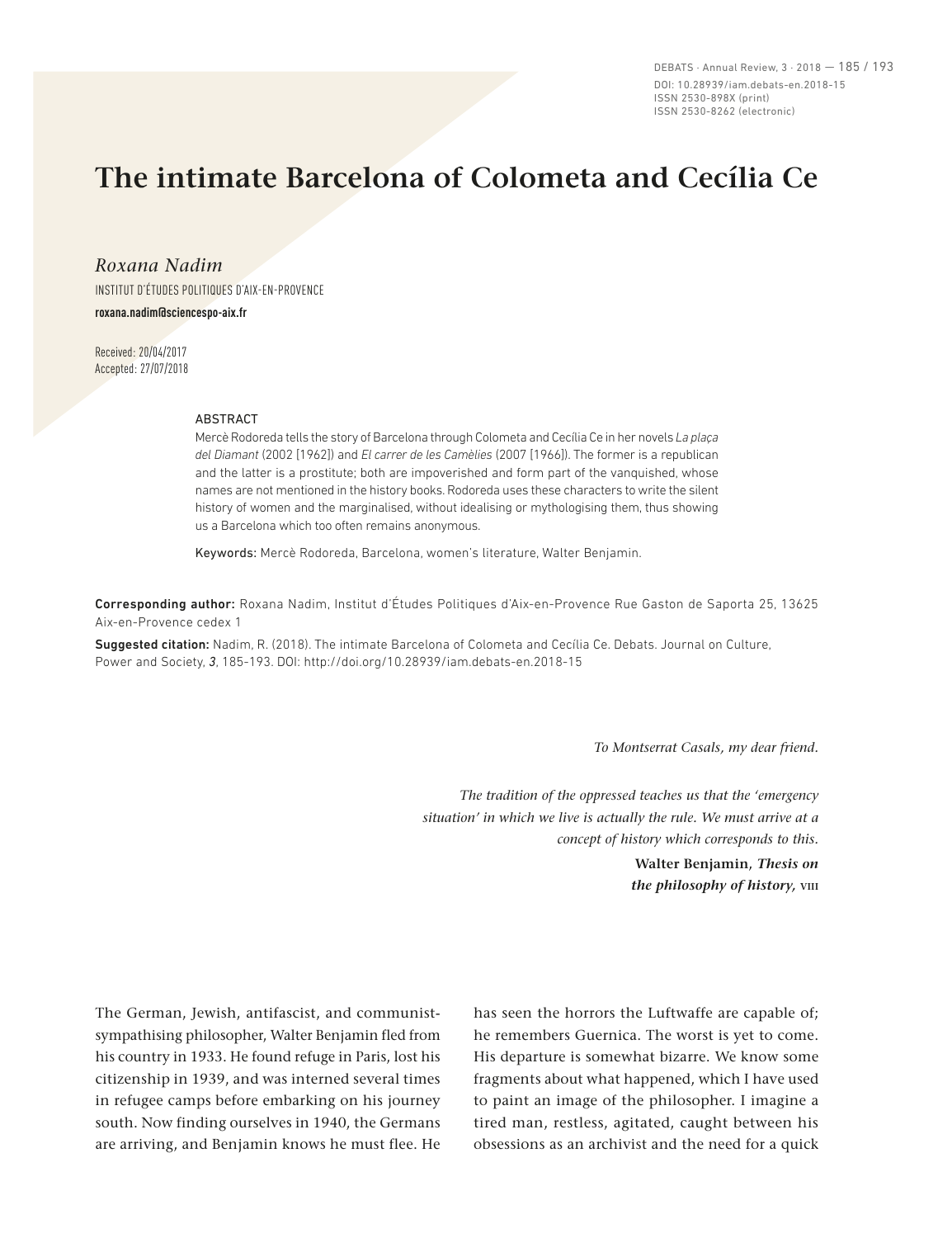# The intimate Barcelona of Colometa and Cecília Ce

*Roxana Nadim*

INSTITUT D'ÉTUDES POLITIQUES D'AIX-EN-PROVENCE

**roxana.nadim@sciencespo-aix.fr**

Received: 20/04/2017
Accepted: 27/07/2018

## ABSTRACT

Mercè Rodoreda tells the story of Barcelona through Colometa and Cecília Ce in her novels *La plaça del Diamant* (2002 [1962]) and *El carrer de les Camèlies* (2007 [1966]). The former is a republican and the latter is a prostitute; both are impoverished and form part of the vanquished, whose names are not mentioned in the history books. Rodoreda uses these characters to write the silent history of women and the marginalised, without idealising or mythologising them, thus showing us a Barcelona which too often remains anonymous.

Keywords: Mercè Rodoreda, Barcelona, women's literature, Walter Benjamin.

**Corresponding author:** Roxana Nadim, Institut d'Études Politiques d'Aix-en-Provence Rue Gaston de Saporta 25, 13625 Aix-en-Provence cedex 1

**Suggested citation:** Nadim, R. (2018). The intimate Barcelona of Colometa and Cecília Ce. Debats. Journal on Culture, Power and Society, *3*, 185-193. DOI: http://doi.org/10.28939/iam.debats-en.2018-15

*To Montserrat Casals, my dear friend.*

*The tradition of the oppressed teaches us that the 'emergency situation' in which we live is actually the rule. We must arrive at a concept of history which corresponds to this.*

**Walter Benjamin, *Thesis on the philosophy of history,* VIII**

The German, Jewish, antifascist, and communist-sympathising philosopher, Walter Benjamin fled from his country in 1933. He found refuge in Paris, lost his citizenship in 1939, and was interned several times in refugee camps before embarking on his journey south. Now finding ourselves in 1940, the Germans are arriving, and Benjamin knows he must flee. He has seen the horrors the Luftwaffe are capable of; he remembers Guernica. The worst is yet to come. His departure is somewhat bizarre. We know some fragments about what happened, which I have used to paint an image of the philosopher. I imagine a tired man, restless, agitated, caught between his obsessions as an archivist and the need for a quick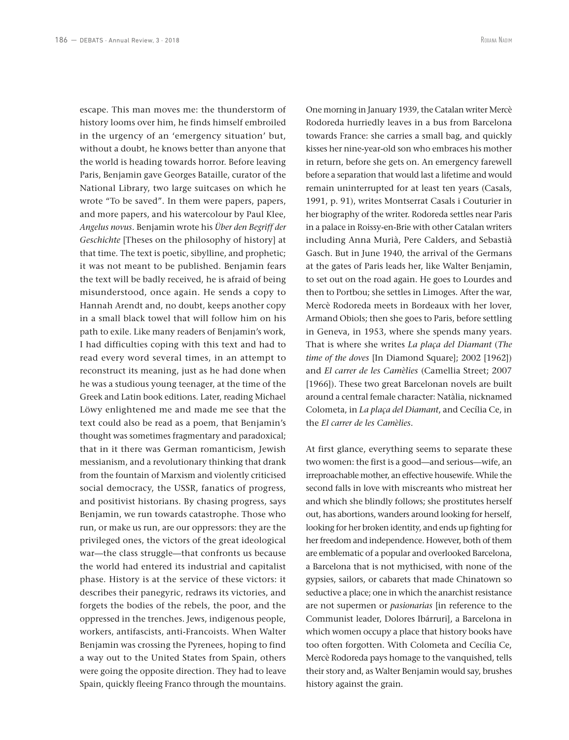escape. This man moves me: the thunderstorm of history looms over him, he finds himself embroiled in the urgency of an 'emergency situation' but, without a doubt, he knows better than anyone that the world is heading towards horror. Before leaving Paris, Benjamin gave Georges Bataille, curator of the National Library, two large suitcases on which he wrote "To be saved". In them were papers, papers, and more papers, and his watercolour by Paul Klee, *Angelus novus*. Benjamin wrote his *Über den Begriff der Geschichte* [Theses on the philosophy of history] at that time. The text is poetic, sibylline, and prophetic; it was not meant to be published. Benjamin fears the text will be badly received, he is afraid of being misunderstood, once again. He sends a copy to Hannah Arendt and, no doubt, keeps another copy in a small black towel that will follow him on his path to exile. Like many readers of Benjamin's work, I had difficulties coping with this text and had to read every word several times, in an attempt to reconstruct its meaning, just as he had done when he was a studious young teenager, at the time of the Greek and Latin book editions. Later, reading Michael Löwy enlightened me and made me see that the text could also be read as a poem, that Benjamin's thought was sometimes fragmentary and paradoxical; that in it there was German romanticism, Jewish messianism, and a revolutionary thinking that drank from the fountain of Marxism and violently criticised social democracy, the USSR, fanatics of progress, and positivist historians. By chasing progress, says Benjamin, we run towards catastrophe. Those who run, or make us run, are our oppressors: they are the privileged ones, the victors of the great ideological war—the class struggle—that confronts us because the world had entered its industrial and capitalist phase. History is at the service of these victors: it describes their panegyric, redraws its victories, and forgets the bodies of the rebels, the poor, and the oppressed in the trenches. Jews, indigenous people, workers, antifascists, anti-Francoists. When Walter Benjamin was crossing the Pyrenees, hoping to find a way out to the United States from Spain, others were going the opposite direction. They had to leave Spain, quickly fleeing Franco through the mountains. One morning in January 1939, the Catalan writer Mercè Rodoreda hurriedly leaves in a bus from Barcelona towards France: she carries a small bag, and quickly kisses her nine-year-old son who embraces his mother in return, before she gets on. An emergency farewell before a separation that would last a lifetime and would remain uninterrupted for at least ten years (Casals, 1991, p. 91), writes Montserrat Casals i Couturier in her biography of the writer. Rodoreda settles near Paris in a palace in Roissy-en-Brie with other Catalan writers including Anna Murià, Pere Calders, and Sebastià Gasch. But in June 1940, the arrival of the Germans at the gates of Paris leads her, like Walter Benjamin, to set out on the road again. He goes to Lourdes and then to Portbou; she settles in Limoges. After the war, Mercè Rodoreda meets in Bordeaux with her lover, Armand Obiols; then she goes to Paris, before settling in Geneva, in 1953, where she spends many years. That is where she writes *La plaça del Diamant* (*The time of the doves* [In Diamond Square]; 2002 [1962]) and *El carrer de les Camèlies* (Camellia Street; 2007 [1966]). These two great Barcelonan novels are built around a central female character: Natàlia, nicknamed Colometa, in *La plaça del Diamant*, and Cecília Ce, in the *El carrer de les Camèlies*.

At first glance, everything seems to separate these two women: the first is a good—and serious—wife, an irreproachable mother, an effective housewife. While the second falls in love with miscreants who mistreat her and which she blindly follows; she prostitutes herself out, has abortions, wanders around looking for herself, looking for her broken identity, and ends up fighting for her freedom and independence. However, both of them are emblematic of a popular and overlooked Barcelona, a Barcelona that is not mythicised, with none of the gypsies, sailors, or cabarets that made Chinatown so seductive a place; one in which the anarchist resistance are not supermen or *pasionarias* [in reference to the Communist leader, Dolores Ibárruri], a Barcelona in which women occupy a place that history books have too often forgotten. With Colometa and Cecília Ce, Mercè Rodoreda pays homage to the vanquished, tells their story and, as Walter Benjamin would say, brushes history against the grain.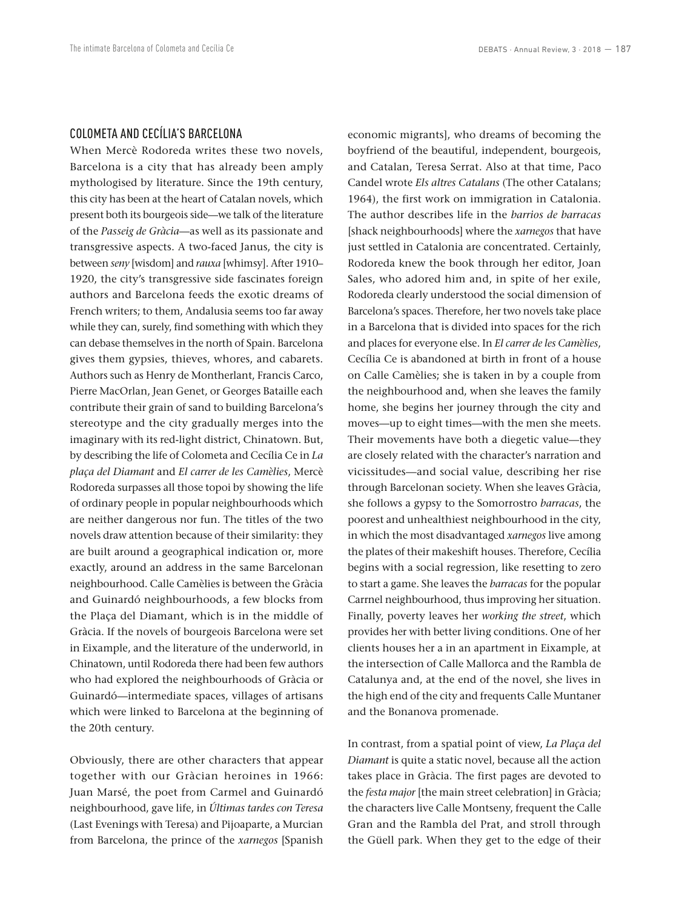## COLOMETA AND CECÍLIA'S BARCELONA

When Mercè Rodoreda writes these two novels, Barcelona is a city that has already been amply mythologised by literature. Since the 19th century, this city has been at the heart of Catalan novels, which present both its bourgeois side—we talk of the literature of the *Passeig de Gràcia*—as well as its passionate and transgressive aspects. A two-faced Janus, the city is between *seny* [wisdom] and *rauxa* [whimsy]. After 1910–1920, the city's transgressive side fascinates foreign authors and Barcelona feeds the exotic dreams of French writers; to them, Andalusia seems too far away while they can, surely, find something with which they can debase themselves in the north of Spain. Barcelona gives them gypsies, thieves, whores, and cabarets. Authors such as Henry de Montherlant, Francis Carco, Pierre MacOrlan, Jean Genet, or Georges Bataille each contribute their grain of sand to building Barcelona's stereotype and the city gradually merges into the imaginary with its red-light district, Chinatown. But, by describing the life of Colometa and Cecília Ce in *La plaça del Diamant* and *El carrer de les Camèlies*, Mercè Rodoreda surpasses all those topoi by showing the life of ordinary people in popular neighbourhoods which are neither dangerous nor fun. The titles of the two novels draw attention because of their similarity: they are built around a geographical indication or, more exactly, around an address in the same Barcelonan neighbourhood. Calle Camèlies is between the Gràcia and Guinardó neighbourhoods, a few blocks from the Plaça del Diamant, which is in the middle of Gràcia. If the novels of bourgeois Barcelona were set in Eixample, and the literature of the underworld, in Chinatown, until Rodoreda there had been few authors who had explored the neighbourhoods of Gràcia or Guinardó—intermediate spaces, villages of artisans which were linked to Barcelona at the beginning of the 20th century.

Obviously, there are other characters that appear together with our Gràcian heroines in 1966: Juan Marsé, the poet from Carmel and Guinardó neighbourhood, gave life, in *Últimas tardes con Teresa* (Last Evenings with Teresa) and Pijoaparte, a Murcian from Barcelona, the prince of the *xarnegos* [Spanish economic migrants], who dreams of becoming the boyfriend of the beautiful, independent, bourgeois, and Catalan, Teresa Serrat. Also at that time, Paco Candel wrote *Els altres Catalans* (The other Catalans; 1964), the first work on immigration in Catalonia. The author describes life in the *barrios de barracas* [shack neighbourhoods] where the *xarnegos* that have just settled in Catalonia are concentrated. Certainly, Rodoreda knew the book through her editor, Joan Sales, who adored him and, in spite of her exile, Rodoreda clearly understood the social dimension of Barcelona's spaces. Therefore, her two novels take place in a Barcelona that is divided into spaces for the rich and places for everyone else. In *El carrer de les Camèlies*, Cecília Ce is abandoned at birth in front of a house on Calle Camèlies; she is taken in by a couple from the neighbourhood and, when she leaves the family home, she begins her journey through the city and moves—up to eight times—with the men she meets. Their movements have both a diegetic value—they are closely related with the character's narration and vicissitudes—and social value, describing her rise through Barcelonan society. When she leaves Gràcia, she follows a gypsy to the Somorrostro *barracas*, the poorest and unhealthiest neighbourhood in the city, in which the most disadvantaged *xarnegos* live among the plates of their makeshift houses. Therefore, Cecília begins with a social regression, like resetting to zero to start a game. She leaves the *barracas* for the popular Carrnel neighbourhood, thus improving her situation. Finally, poverty leaves her *working the street*, which provides her with better living conditions. One of her clients houses her a in an apartment in Eixample, at the intersection of Calle Mallorca and the Rambla de Catalunya and, at the end of the novel, she lives in the high end of the city and frequents Calle Muntaner and the Bonanova promenade.

In contrast, from a spatial point of view, *La Plaça del Diamant* is quite a static novel, because all the action takes place in Gràcia. The first pages are devoted to the *festa major* [the main street celebration] in Gràcia; the characters live Calle Montseny, frequent the Calle Gran and the Rambla del Prat, and stroll through the Güell park. When they get to the edge of their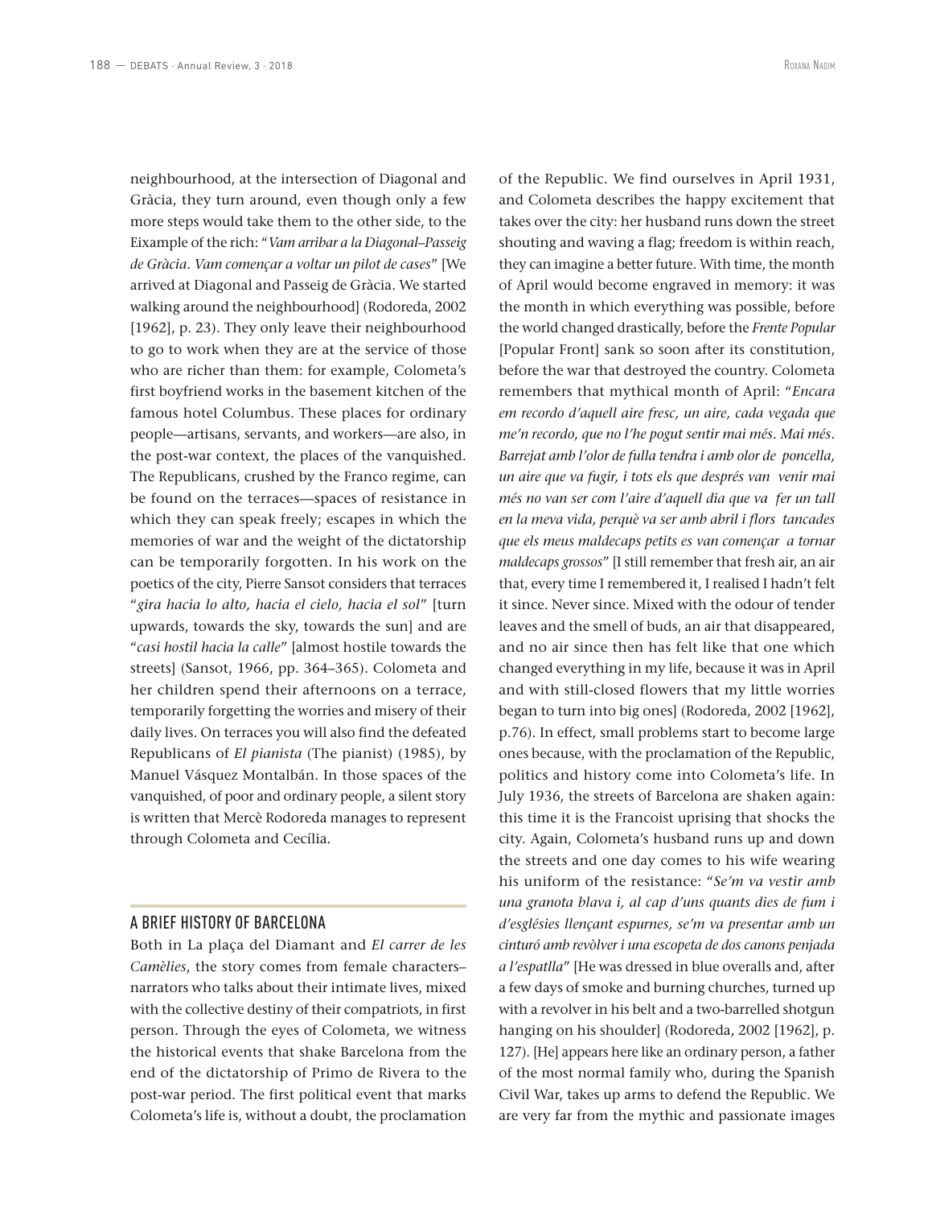neighbourhood, at the intersection of Diagonal and Gràcia, they turn around, even though only a few more steps would take them to the other side, to the Eixample of the rich: "*Vam arribar a la Diagonal–Passeig de Gràcia. Vam començar a voltar un pilot de cases*" [We arrived at Diagonal and Passeig de Gràcia. We started walking around the neighbourhood] (Rodoreda, 2002 [1962], p. 23). They only leave their neighbourhood to go to work when they are at the service of those who are richer than them: for example, Colometa's first boyfriend works in the basement kitchen of the famous hotel Columbus. These places for ordinary people—artisans, servants, and workers—are also, in the post-war context, the places of the vanquished. The Republicans, crushed by the Franco regime, can be found on the terraces—spaces of resistance in which they can speak freely; escapes in which the memories of war and the weight of the dictatorship can be temporarily forgotten. In his work on the poetics of the city, Pierre Sansot considers that terraces "*gira hacia lo alto, hacia el cielo, hacia el sol*" [turn upwards, towards the sky, towards the sun] and are "*casi hostil hacia la calle*" [almost hostile towards the streets] (Sansot, 1966, pp. 364–365). Colometa and her children spend their afternoons on a terrace, temporarily forgetting the worries and misery of their daily lives. On terraces you will also find the defeated Republicans of *El pianista* (The pianist) (1985), by Manuel Vásquez Montalbán. In those spaces of the vanquished, of poor and ordinary people, a silent story is written that Mercè Rodoreda manages to represent through Colometa and Cecília.

## A BRIEF HISTORY OF BARCELONA

Both in La plaça del Diamant and *El carrer de les Camèlies*, the story comes from female characters–narrators who talks about their intimate lives, mixed with the collective destiny of their compatriots, in first person. Through the eyes of Colometa, we witness the historical events that shake Barcelona from the end of the dictatorship of Primo de Rivera to the post-war period. The first political event that marks Colometa's life is, without a doubt, the proclamation of the Republic. We find ourselves in April 1931, and Colometa describes the happy excitement that takes over the city: her husband runs down the street shouting and waving a flag; freedom is within reach, they can imagine a better future. With time, the month of April would become engraved in memory: it was the month in which everything was possible, before the world changed drastically, before the *Frente Popular* [Popular Front] sank so soon after its constitution, before the war that destroyed the country. Colometa remembers that mythical month of April: "*Encara em recordo d'aquell aire fresc, un aire, cada vegada que me'n recordo, que no l'he pogut sentir mai més. Mai més. Barrejat amb l'olor de fulla tendra i amb olor de poncella, un aire que va fugir, i tots els que després van venir mai més no van ser com l'aire d'aquell dia que va fer un tall en la meva vida, perquè va ser amb abril i flors tancades que els meus maldecaps petits es van començar a tornar maldecaps grossos*" [I still remember that fresh air, an air that, every time I remembered it, I realised I hadn't felt it since. Never since. Mixed with the odour of tender leaves and the smell of buds, an air that disappeared, and no air since then has felt like that one which changed everything in my life, because it was in April and with still-closed flowers that my little worries began to turn into big ones] (Rodoreda, 2002 [1962], p.76). In effect, small problems start to become large ones because, with the proclamation of the Republic, politics and history come into Colometa's life. In July 1936, the streets of Barcelona are shaken again: this time it is the Francoist uprising that shocks the city. Again, Colometa's husband runs up and down the streets and one day comes to his wife wearing his uniform of the resistance: "*Se'm va vestir amb una granota blava i, al cap d'uns quants dies de fum i d'esglésies llençant espurnes, se'm va presentar amb un cinturó amb revòlver i una escopeta de dos canons penjada a l'espatlla*" [He was dressed in blue overalls and, after a few days of smoke and burning churches, turned up with a revolver in his belt and a two-barrelled shotgun hanging on his shoulder] (Rodoreda, 2002 [1962], p. 127). [He] appears here like an ordinary person, a father of the most normal family who, during the Spanish Civil War, takes up arms to defend the Republic. We are very far from the mythic and passionate images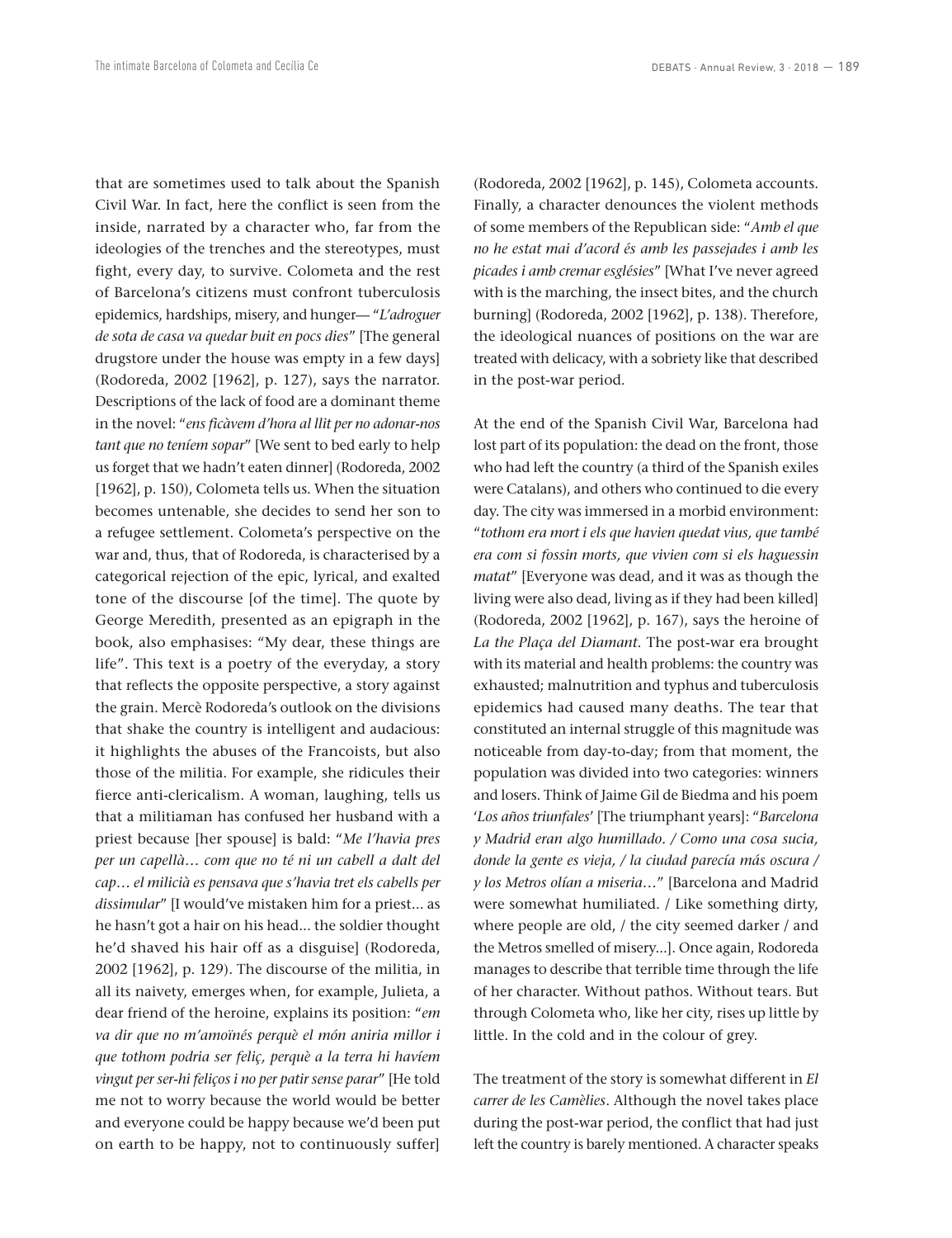that are sometimes used to talk about the Spanish Civil War. In fact, here the conflict is seen from the inside, narrated by a character who, far from the ideologies of the trenches and the stereotypes, must fight, every day, to survive. Colometa and the rest of Barcelona's citizens must confront tuberculosis epidemics, hardships, misery, and hunger— "*L'adroguer de sota de casa va quedar buit en pocs dies*" [The general drugstore under the house was empty in a few days] (Rodoreda, 2002 [1962], p. 127), says the narrator. Descriptions of the lack of food are a dominant theme in the novel: "*ens ficàvem d'hora al llit per no adonar-nos tant que no teníem sopar*" [We sent to bed early to help us forget that we hadn't eaten dinner] (Rodoreda, 2002 [1962], p. 150), Colometa tells us. When the situation becomes untenable, she decides to send her son to a refugee settlement. Colometa's perspective on the war and, thus, that of Rodoreda, is characterised by a categorical rejection of the epic, lyrical, and exalted tone of the discourse [of the time]. The quote by George Meredith, presented as an epigraph in the book, also emphasises: "My dear, these things are life". This text is a poetry of the everyday, a story that reflects the opposite perspective, a story against the grain. Mercè Rodoreda's outlook on the divisions that shake the country is intelligent and audacious: it highlights the abuses of the Francoists, but also those of the militia. For example, she ridicules their fierce anti-clericalism. A woman, laughing, tells us that a militiaman has confused her husband with a priest because [her spouse] is bald: "*Me l'havia pres per un capellà… com que no té ni un cabell a dalt del cap… el milicià es pensava que s'havia tret els cabells per dissimular*" [I would've mistaken him for a priest... as he hasn't got a hair on his head... the soldier thought he'd shaved his hair off as a disguise] (Rodoreda, 2002 [1962], p. 129). The discourse of the militia, in all its naivety, emerges when, for example, Julieta, a dear friend of the heroine, explains its position: "*em va dir que no m'amoïnés perquè el món aniria millor i que tothom podria ser feliç, perquè a la terra hi havíem vingut per ser-hi feliços i no per patir sense parar*" [He told me not to worry because the world would be better and everyone could be happy because we'd been put on earth to be happy, not to continuously suffer] (Rodoreda, 2002 [1962], p. 145), Colometa accounts. Finally, a character denounces the violent methods of some members of the Republican side: "*Amb el que no he estat mai d'acord és amb les passejades i amb les picades i amb cremar esglésies*" [What I've never agreed with is the marching, the insect bites, and the church burning] (Rodoreda, 2002 [1962], p. 138). Therefore, the ideological nuances of positions on the war are treated with delicacy, with a sobriety like that described in the post-war period.

At the end of the Spanish Civil War, Barcelona had lost part of its population: the dead on the front, those who had left the country (a third of the Spanish exiles were Catalans), and others who continued to die every day. The city was immersed in a morbid environment: "*tothom era mort i els que havien quedat vius, que també era com si fossin morts, que vivien com si els haguessin matat*" [Everyone was dead, and it was as though the living were also dead, living as if they had been killed] (Rodoreda, 2002 [1962], p. 167), says the heroine of *La the Plaça del Diamant*. The post-war era brought with its material and health problems: the country was exhausted; malnutrition and typhus and tuberculosis epidemics had caused many deaths. The tear that constituted an internal struggle of this magnitude was noticeable from day-to-day; from that moment, the population was divided into two categories: winners and losers. Think of Jaime Gil de Biedma and his poem '*Los años triunfales*' [The triumphant years]: "*Barcelona y Madrid eran algo humillado. / Como una cosa sucia, donde la gente es vieja, / la ciudad parecía más oscura / y los Metros olían a miseria*…" [Barcelona and Madrid were somewhat humiliated. / Like something dirty, where people are old, / the city seemed darker / and the Metros smelled of misery...]. Once again, Rodoreda manages to describe that terrible time through the life of her character. Without pathos. Without tears. But through Colometa who, like her city, rises up little by little. In the cold and in the colour of grey.

The treatment of the story is somewhat different in *El carrer de les Camèlies*. Although the novel takes place during the post-war period, the conflict that had just left the country is barely mentioned. A character speaks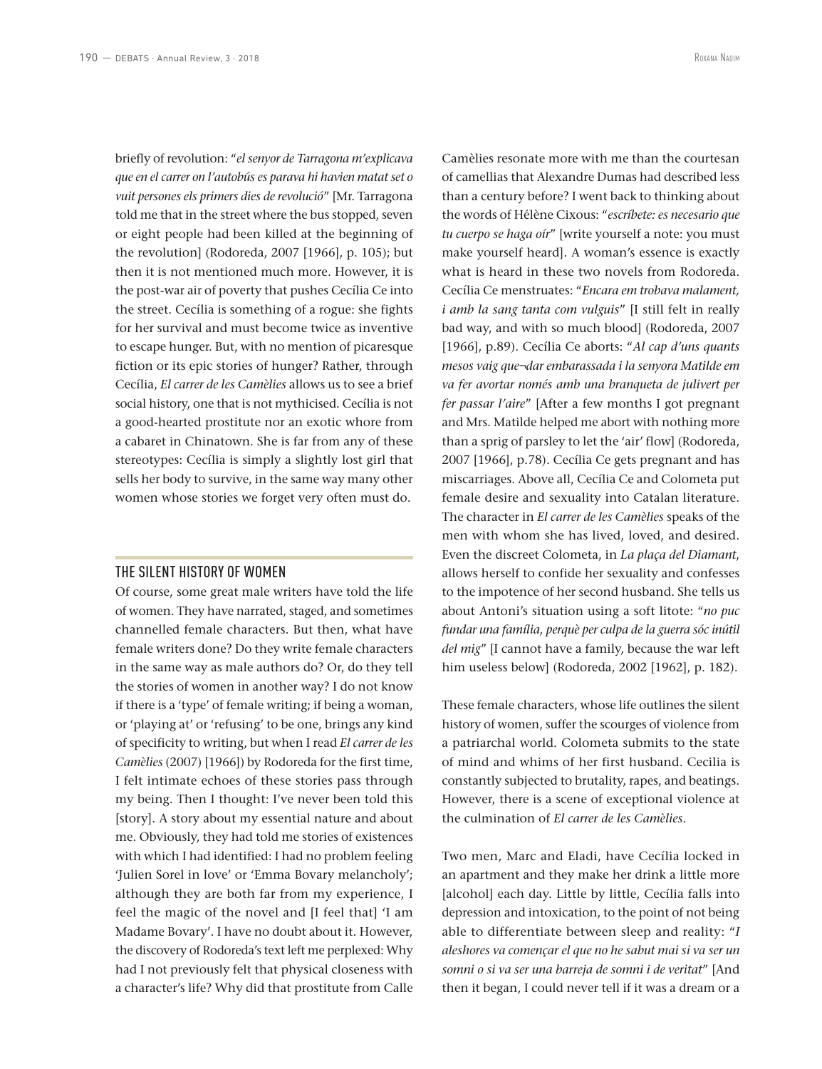briefly of revolution: "*el senyor de Tarragona m'explicava que en el carrer on l'autobús es parava hi havien matat set o vuit persones els primers dies de revolució*" [Mr. Tarragona told me that in the street where the bus stopped, seven or eight people had been killed at the beginning of the revolution] (Rodoreda, 2007 [1966], p. 105); but then it is not mentioned much more. However, it is the post-war air of poverty that pushes Cecília Ce into the street. Cecília is something of a rogue: she fights for her survival and must become twice as inventive to escape hunger. But, with no mention of picaresque fiction or its epic stories of hunger? Rather, through Cecília, *El carrer de les Camèlies* allows us to see a brief social history, one that is not mythicised. Cecília is not a good-hearted prostitute nor an exotic whore from a cabaret in Chinatown. She is far from any of these stereotypes: Cecília is simply a slightly lost girl that sells her body to survive, in the same way many other women whose stories we forget very often must do.

## THE SILENT HISTORY OF WOMEN

Of course, some great male writers have told the life of women. They have narrated, staged, and sometimes channelled female characters. But then, what have female writers done? Do they write female characters in the same way as male authors do? Or, do they tell the stories of women in another way? I do not know if there is a 'type' of female writing; if being a woman, or 'playing at' or 'refusing' to be one, brings any kind of specificity to writing, but when I read *El carrer de les Camèlies* (2007) [1966]) by Rodoreda for the first time, I felt intimate echoes of these stories pass through my being. Then I thought: I've never been told this [story]. A story about my essential nature and about me. Obviously, they had told me stories of existences with which I had identified: I had no problem feeling 'Julien Sorel in love' or 'Emma Bovary melancholy'; although they are both far from my experience, I feel the magic of the novel and [I feel that] 'I am Madame Bovary'. I have no doubt about it. However, the discovery of Rodoreda's text left me perplexed: Why had I not previously felt that physical closeness with a character's life? Why did that prostitute from Calle Camèlies resonate more with me than the courtesan of camellias that Alexandre Dumas had described less than a century before? I went back to thinking about the words of Hélène Cixous: "*escríbete: es necesario que tu cuerpo se haga oír*" [write yourself a note: you must make yourself heard]. A woman's essence is exactly what is heard in these two novels from Rodoreda. Cecília Ce menstruates: "*Encara em trobava malament, i amb la sang tanta com vulguis*" [I still felt in really bad way, and with so much blood] (Rodoreda, 2007 [1966], p.89). Cecília Ce aborts: "*Al cap d'uns quants mesos vaig que¬dar embarassada i la senyora Matilde em va fer avortar només amb una branqueta de julivert per fer passar l'aire*" [After a few months I got pregnant and Mrs. Matilde helped me abort with nothing more than a sprig of parsley to let the 'air' flow] (Rodoreda, 2007 [1966], p.78). Cecília Ce gets pregnant and has miscarriages. Above all, Cecília Ce and Colometa put female desire and sexuality into Catalan literature. The character in *El carrer de les Camèlies* speaks of the men with whom she has lived, loved, and desired. Even the discreet Colometa, in *La plaça del Diamant*, allows herself to confide her sexuality and confesses to the impotence of her second husband. She tells us about Antoni's situation using a soft litote: "*no puc fundar una família, perquè per culpa de la guerra sóc inútil del mig*" [I cannot have a family, because the war left him useless below] (Rodoreda, 2002 [1962], p. 182).

These female characters, whose life outlines the silent history of women, suffer the scourges of violence from a patriarchal world. Colometa submits to the state of mind and whims of her first husband. Cecilia is constantly subjected to brutality, rapes, and beatings. However, there is a scene of exceptional violence at the culmination of *El carrer de les Camèlies*.

Two men, Marc and Eladi, have Cecília locked in an apartment and they make her drink a little more [alcohol] each day. Little by little, Cecília falls into depression and intoxication, to the point of not being able to differentiate between sleep and reality: "*I aleshores va començar el que no he sabut mai si va ser un somni o si va ser una barreja de somni i de veritat*" [And then it began, I could never tell if it was a dream or a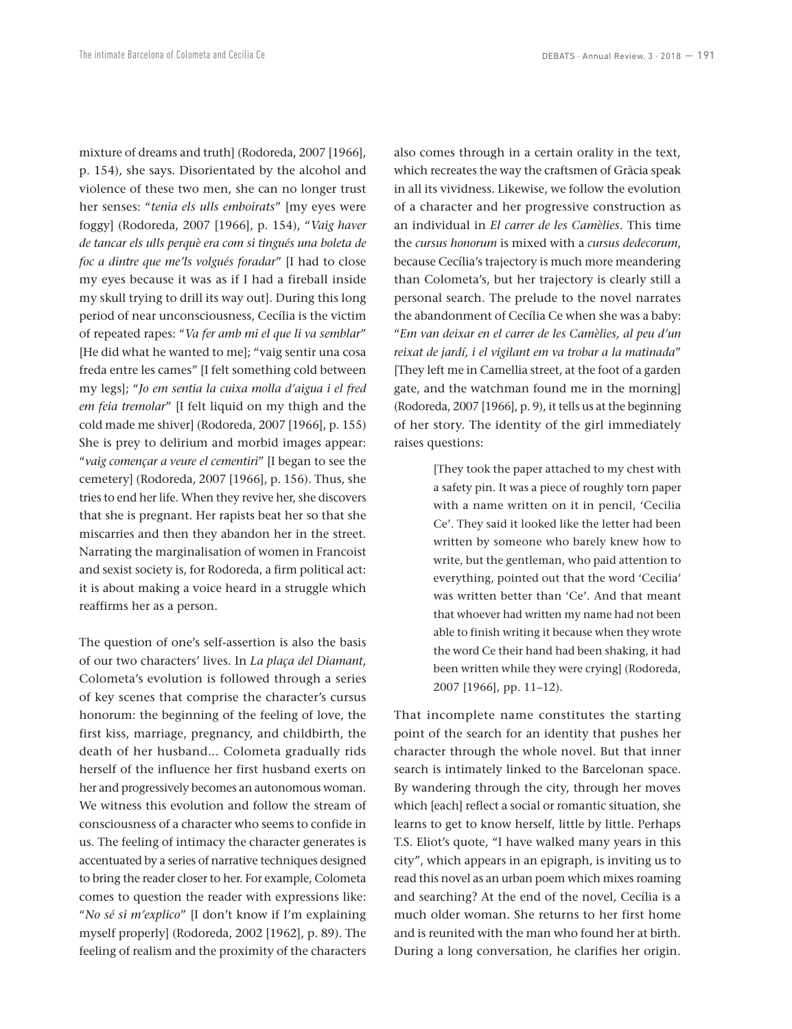mixture of dreams and truth] (Rodoreda, 2007 [1966], p. 154), she says. Disorientated by the alcohol and violence of these two men, she can no longer trust her senses: "*tenia els ulls emboirats*" [my eyes were foggy] (Rodoreda, 2007 [1966], p. 154), "*Vaig haver de tancar els ulls perquè era com si tingués una boleta de foc a dintre que me'ls volgués foradar*" [I had to close my eyes because it was as if I had a fireball inside my skull trying to drill its way out]. During this long period of near unconsciousness, Cecília is the victim of repeated rapes: "*Va fer amb mi el que li va semblar*" [He did what he wanted to me]; "vaig sentir una cosa freda entre les cames" [I felt something cold between my legs]; "*Jo em sentia la cuixa molla d'aigua i el fred em feia tremolar*" [I felt liquid on my thigh and the cold made me shiver] (Rodoreda, 2007 [1966], p. 155) She is prey to delirium and morbid images appear: "*vaig començar a veure el cementiri*" [I began to see the cemetery] (Rodoreda, 2007 [1966], p. 156). Thus, she tries to end her life. When they revive her, she discovers that she is pregnant. Her rapists beat her so that she miscarries and then they abandon her in the street. Narrating the marginalisation of women in Francoist and sexist society is, for Rodoreda, a firm political act: it is about making a voice heard in a struggle which reaffirms her as a person.

The question of one's self-assertion is also the basis of our two characters' lives. In *La plaça del Diamant*, Colometa's evolution is followed through a series of key scenes that comprise the character's cursus honorum: the beginning of the feeling of love, the first kiss, marriage, pregnancy, and childbirth, the death of her husband... Colometa gradually rids herself of the influence her first husband exerts on her and progressively becomes an autonomous woman. We witness this evolution and follow the stream of consciousness of a character who seems to confide in us. The feeling of intimacy the character generates is accentuated by a series of narrative techniques designed to bring the reader closer to her. For example, Colometa comes to question the reader with expressions like: "*No sé si m'explico*" [I don't know if I'm explaining myself properly] (Rodoreda, 2002 [1962], p. 89). The feeling of realism and the proximity of the characters also comes through in a certain orality in the text, which recreates the way the craftsmen of Gràcia speak in all its vividness. Likewise, we follow the evolution of a character and her progressive construction as an individual in *El carrer de les Camèlies*. This time the *cursus honorum* is mixed with a *cursus dedecorum*, because Cecília's trajectory is much more meandering than Colometa's, but her trajectory is clearly still a personal search. The prelude to the novel narrates the abandonment of Cecília Ce when she was a baby: "*Em van deixar en el carrer de les Camèlies, al peu d'un reixat de jardí, i el vigilant em va trobar a la matinada*" [They left me in Camellia street, at the foot of a garden gate, and the watchman found me in the morning] (Rodoreda, 2007 [1966], p. 9), it tells us at the beginning of her story. The identity of the girl immediately raises questions:

> [They took the paper attached to my chest with a safety pin. It was a piece of roughly torn paper with a name written on it in pencil, 'Cecilia Ce'. They said it looked like the letter had been written by someone who barely knew how to write, but the gentleman, who paid attention to everything, pointed out that the word 'Cecilia' was written better than 'Ce'. And that meant that whoever had written my name had not been able to finish writing it because when they wrote the word Ce their hand had been shaking, it had been written while they were crying] (Rodoreda, 2007 [1966], pp. 11–12).

That incomplete name constitutes the starting point of the search for an identity that pushes her character through the whole novel. But that inner search is intimately linked to the Barcelonan space. By wandering through the city, through her moves which [each] reflect a social or romantic situation, she learns to get to know herself, little by little. Perhaps T.S. Eliot's quote, "I have walked many years in this city", which appears in an epigraph, is inviting us to read this novel as an urban poem which mixes roaming and searching? At the end of the novel, Cecília is a much older woman. She returns to her first home and is reunited with the man who found her at birth. During a long conversation, he clarifies her origin.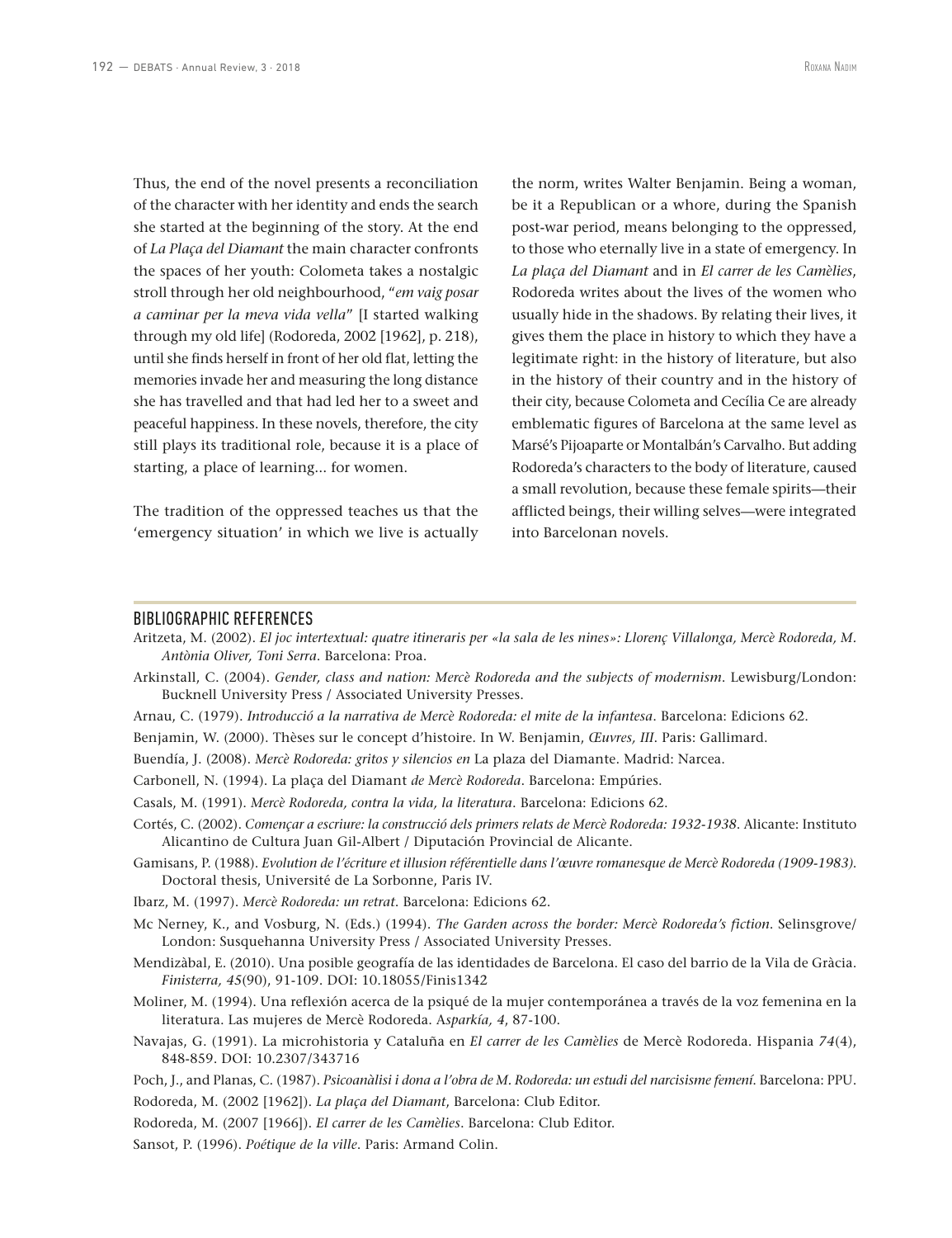Thus, the end of the novel presents a reconciliation of the character with her identity and ends the search she started at the beginning of the story. At the end of *La Plaça del Diamant* the main character confronts the spaces of her youth: Colometa takes a nostalgic stroll through her old neighbourhood, "*em vaig posar a caminar per la meva vida vella*" [I started walking through my old life] (Rodoreda, 2002 [1962], p. 218), until she finds herself in front of her old flat, letting the memories invade her and measuring the long distance she has travelled and that had led her to a sweet and peaceful happiness. In these novels, therefore, the city still plays its traditional role, because it is a place of starting, a place of learning... for women.

The tradition of the oppressed teaches us that the 'emergency situation' in which we live is actually the norm, writes Walter Benjamin. Being a woman, be it a Republican or a whore, during the Spanish post-war period, means belonging to the oppressed, to those who eternally live in a state of emergency. In *La plaça del Diamant* and in *El carrer de les Camèlies*, Rodoreda writes about the lives of the women who usually hide in the shadows. By relating their lives, it gives them the place in history to which they have a legitimate right: in the history of literature, but also in the history of their country and in the history of their city, because Colometa and Cecília Ce are already emblematic figures of Barcelona at the same level as Marsé's Pijoaparte or Montalbán's Carvalho. But adding Rodoreda's characters to the body of literature, caused a small revolution, because these female spirits—their afflicted beings, their willing selves—were integrated into Barcelonan novels.

## BIBLIOGRAPHIC REFERENCES

Aritzeta, M. (2002). *El joc intertextual: quatre itineraris per «la sala de les nines»: Llorenç Villalonga, Mercè Rodoreda, M. Antònia Oliver, Toni Serra*. Barcelona: Proa.

Arkinstall, C. (2004). *Gender, class and nation: Mercè Rodoreda and the subjects of modernism*. Lewisburg/London: Bucknell University Press / Associated University Presses.

Arnau, C. (1979). *Introducció a la narrativa de Mercè Rodoreda: el mite de la infantesa*. Barcelona: Edicions 62.

Benjamin, W. (2000). Thèses sur le concept d'histoire. In W. Benjamin, *Œuvres, III*. Paris: Gallimard.

Buendía, J. (2008). *Mercè Rodoreda: gritos y silencios en* La plaza del Diamante. Madrid: Narcea.

Carbonell, N. (1994). La plaça del Diamant *de Mercè Rodoreda*. Barcelona: Empúries.

Casals, M. (1991). *Mercè Rodoreda, contra la vida, la literatura*. Barcelona: Edicions 62.

Cortés, C. (2002). *Començar a escriure: la construcció dels primers relats de Mercè Rodoreda: 1932-1938*. Alicante: Instituto Alicantino de Cultura Juan Gil-Albert / Diputación Provincial de Alicante.

Gamisans, P. (1988). *Evolution de l'écriture et illusion référentielle dans l'œuvre romanesque de Mercè Rodoreda (1909-1983)*. Doctoral thesis, Université de La Sorbonne, Paris IV.

Ibarz, M. (1997). *Mercè Rodoreda: un retrat*. Barcelona: Edicions 62.

Mc Nerney, K., and Vosburg, N. (Eds.) (1994). *The Garden across the border: Mercè Rodoreda's fiction*. Selinsgrove/London: Susquehanna University Press / Associated University Presses.

Mendizàbal, E. (2010). Una posible geografía de las identidades de Barcelona. El caso del barrio de la Vila de Gràcia. *Finisterra, 45*(90), 91-109. DOI: 10.18055/Finis1342

Moliner, M. (1994). Una reflexión acerca de la psiqué de la mujer contemporánea a través de la voz femenina en la literatura. Las mujeres de Mercè Rodoreda. A*sparkía, 4*, 87-100.

Navajas, G. (1991). La microhistoria y Cataluña en *El carrer de les Camèlies* de Mercè Rodoreda. Hispania *74*(4), 848-859. DOI: 10.2307/343716

Poch, J., and Planas, C. (1987). *Psicoanàlisi i dona a l'obra de M. Rodoreda: un estudi del narcisisme femení*. Barcelona: PPU.

Rodoreda, M. (2002 [1962]). *La plaça del Diamant*, Barcelona: Club Editor.

Rodoreda, M. (2007 [1966]). *El carrer de les Camèlies*. Barcelona: Club Editor.

Sansot, P. (1996). *Poétique de la ville*. Paris: Armand Colin.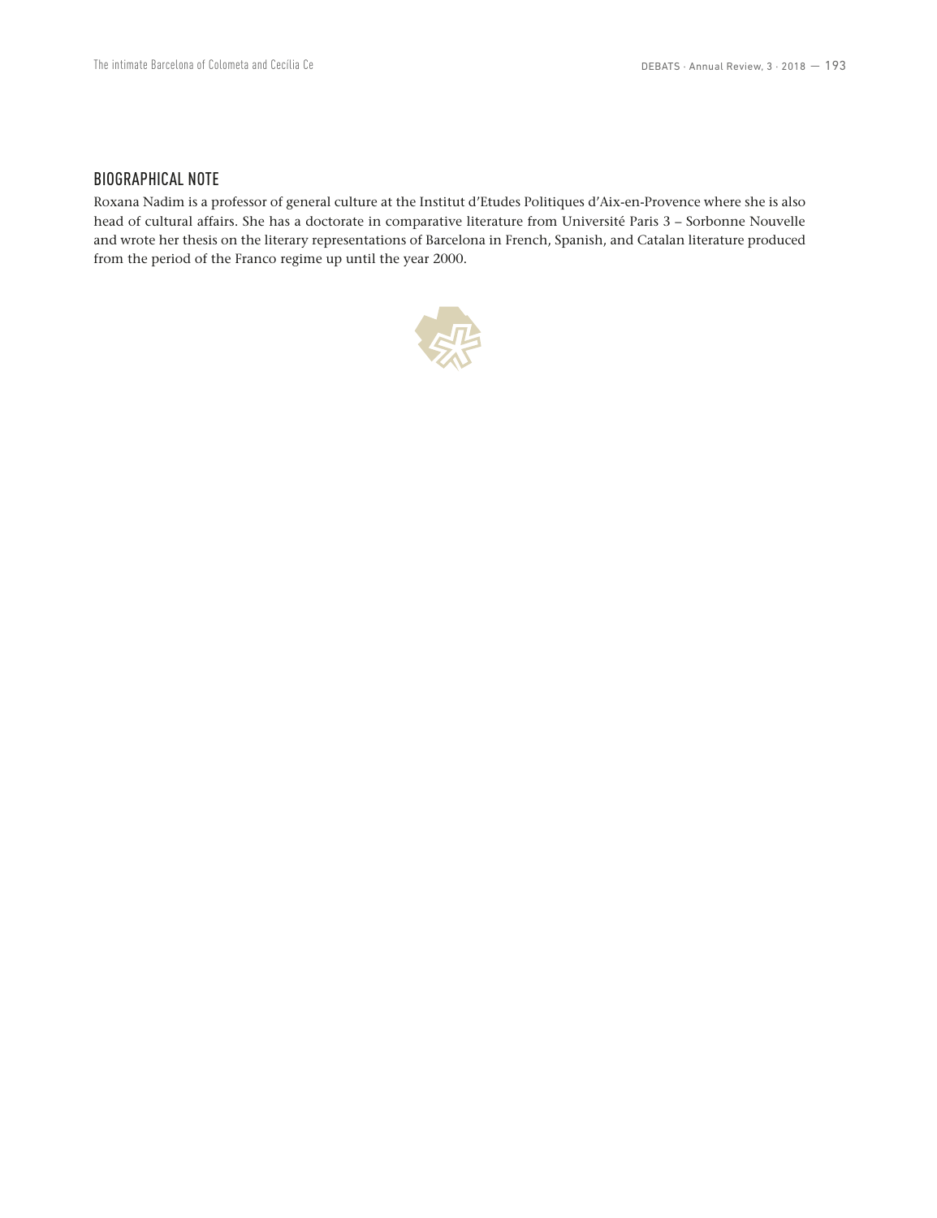## BIOGRAPHICAL NOTE

Roxana Nadim is a professor of general culture at the Institut d'Etudes Politiques d'Aix-en-Provence where she is also head of cultural affairs. She has a doctorate in comparative literature from Université Paris 3 – Sorbonne Nouvelle and wrote her thesis on the literary representations of Barcelona in French, Spanish, and Catalan literature produced from the period of the Franco regime up until the year 2000.